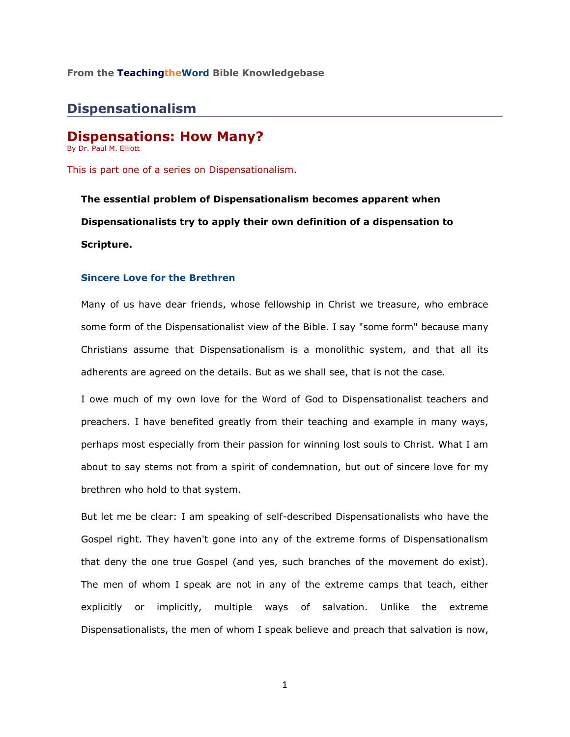From the **TeachingtheWord** Bible Knowledgebase

## Dispensationalism

# Dispensations: How Many?

By Dr. Paul M. Elliott

This is part one of a series on Dispensationalism.

**The essential problem of Dispensationalism becomes apparent when Dispensationalists try to apply their own definition of a dispensation to Scripture.**

### Sincere Love for the Brethren

Many of us have dear friends, whose fellowship in Christ we treasure, who embrace some form of the Dispensationalist view of the Bible. I say "some form" because many Christians assume that Dispensationalism is a monolithic system, and that all its adherents are agreed on the details. But as we shall see, that is not the case.

I owe much of my own love for the Word of God to Dispensationalist teachers and preachers. I have benefited greatly from their teaching and example in many ways, perhaps most especially from their passion for winning lost souls to Christ. What I am about to say stems not from a spirit of condemnation, but out of sincere love for my brethren who hold to that system.

But let me be clear: I am speaking of self-described Dispensationalists who have the Gospel right. They haven't gone into any of the extreme forms of Dispensationalism that deny the one true Gospel (and yes, such branches of the movement do exist). The men of whom I speak are not in any of the extreme camps that teach, either explicitly or implicitly, multiple ways of salvation. Unlike the extreme Dispensationalists, the men of whom I speak believe and preach that salvation is now,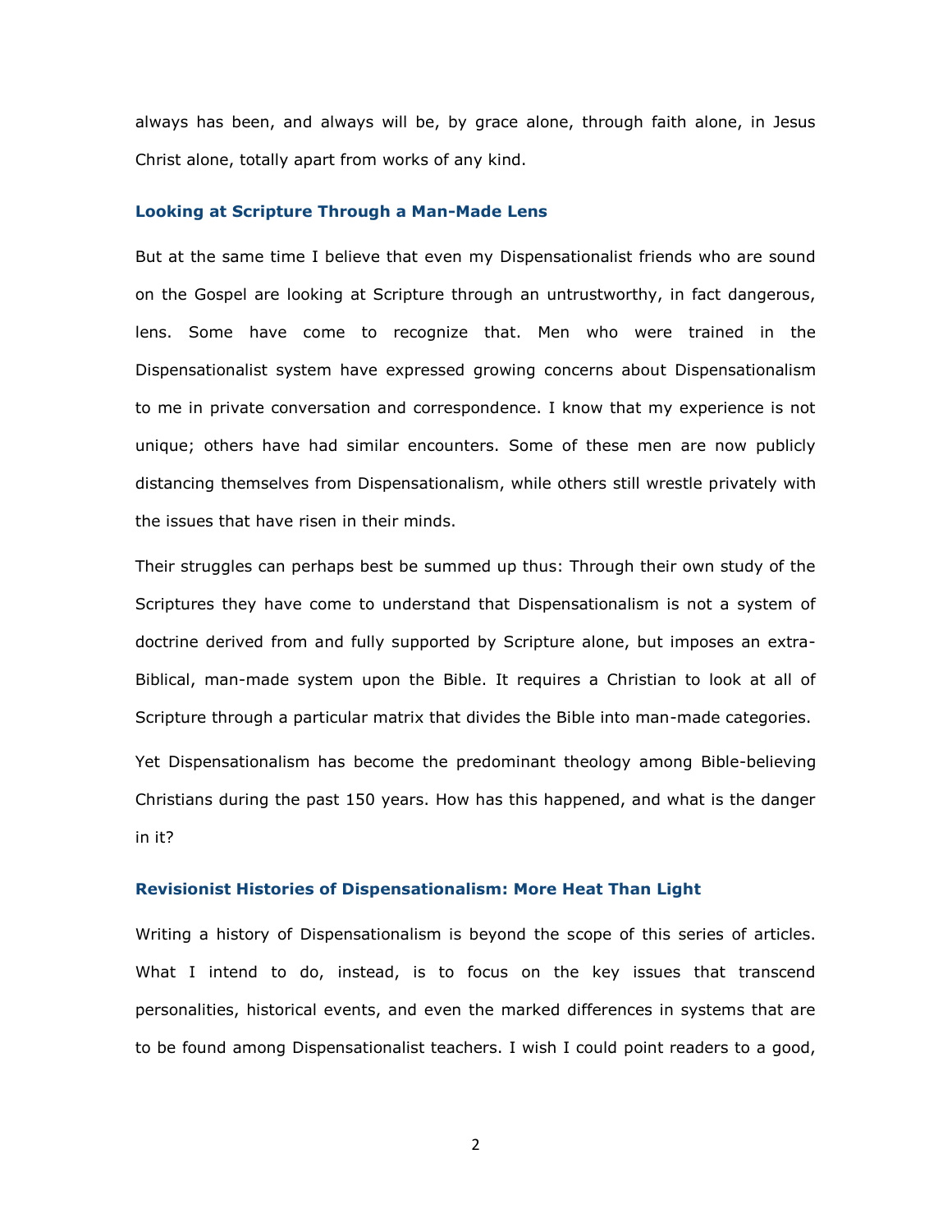always has been, and always will be, by grace alone, through faith alone, in Jesus Christ alone, totally apart from works of any kind.

### Looking at Scripture Through a Man-Made Lens

But at the same time I believe that even my Dispensationalist friends who are sound on the Gospel are looking at Scripture through an untrustworthy, in fact dangerous, lens. Some have come to recognize that. Men who were trained in the Dispensationalist system have expressed growing concerns about Dispensationalism to me in private conversation and correspondence. I know that my experience is not unique; others have had similar encounters. Some of these men are now publicly distancing themselves from Dispensationalism, while others still wrestle privately with the issues that have risen in their minds.

Their struggles can perhaps best be summed up thus: Through their own study of the Scriptures they have come to understand that Dispensationalism is not a system of doctrine derived from and fully supported by Scripture alone, but imposes an extra-Biblical, man-made system upon the Bible. It requires a Christian to look at all of Scripture through a particular matrix that divides the Bible into man-made categories.

Yet Dispensationalism has become the predominant theology among Bible-believing Christians during the past 150 years. How has this happened, and what is the danger in it?

### Revisionist Histories of Dispensationalism: More Heat Than Light

Writing a history of Dispensationalism is beyond the scope of this series of articles. What I intend to do, instead, is to focus on the key issues that transcend personalities, historical events, and even the marked differences in systems that are to be found among Dispensationalist teachers. I wish I could point readers to a good,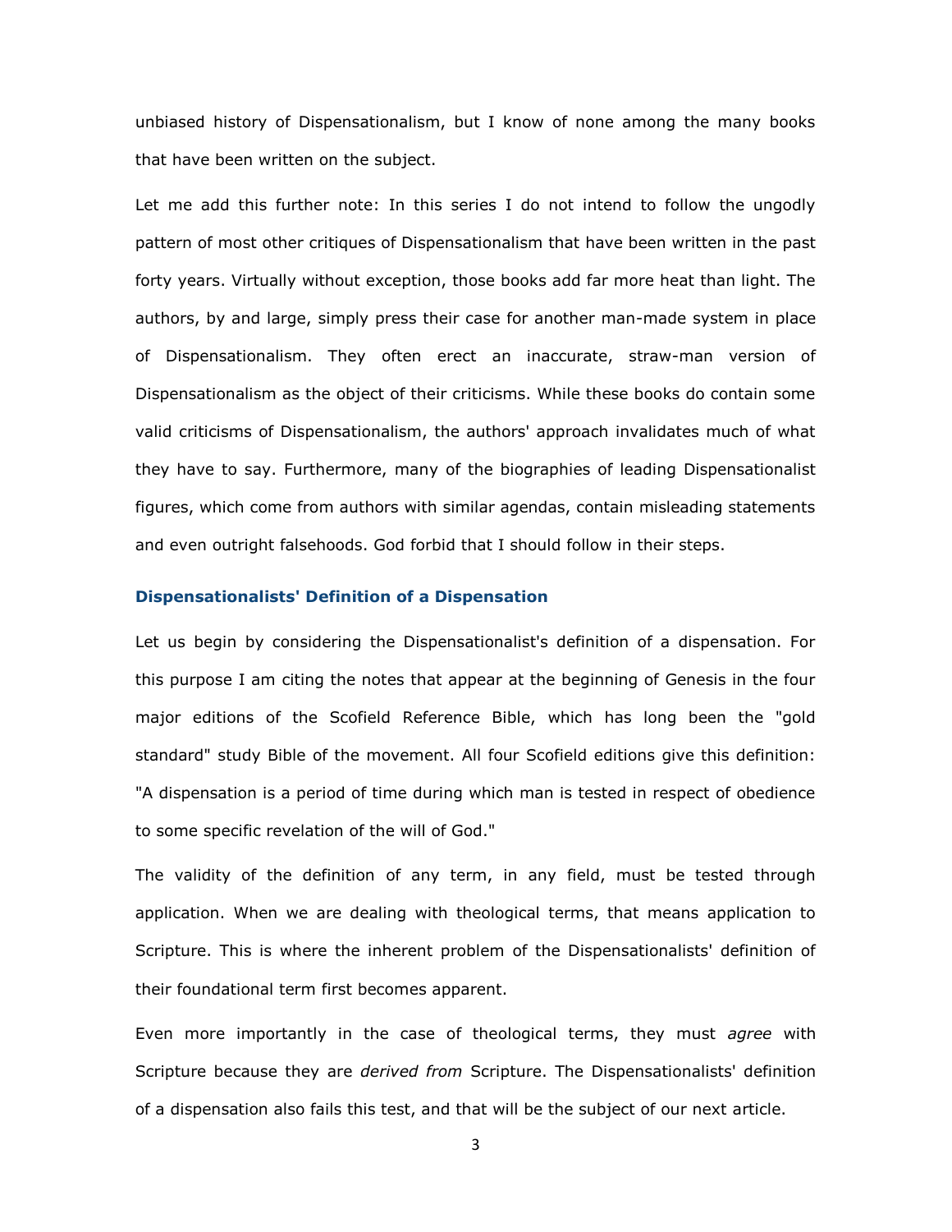unbiased history of Dispensationalism, but I know of none among the many books that have been written on the subject.

Let me add this further note: In this series I do not intend to follow the ungodly pattern of most other critiques of Dispensationalism that have been written in the past forty years. Virtually without exception, those books add far more heat than light. The authors, by and large, simply press their case for another man-made system in place of Dispensationalism. They often erect an inaccurate, straw-man version of Dispensationalism as the object of their criticisms. While these books do contain some valid criticisms of Dispensationalism, the authors' approach invalidates much of what they have to say. Furthermore, many of the biographies of leading Dispensationalist figures, which come from authors with similar agendas, contain misleading statements and even outright falsehoods. God forbid that I should follow in their steps.

### Dispensationalists' Definition of a Dispensation

Let us begin by considering the Dispensationalist's definition of a dispensation. For this purpose I am citing the notes that appear at the beginning of Genesis in the four major editions of the Scofield Reference Bible, which has long been the "gold standard" study Bible of the movement. All four Scofield editions give this definition: "A dispensation is a period of time during which man is tested in respect of obedience to some specific revelation of the will of God."

The validity of the definition of any term, in any field, must be tested through application. When we are dealing with theological terms, that means application to Scripture. This is where the inherent problem of the Dispensationalists' definition of their foundational term first becomes apparent.

Even more importantly in the case of theological terms, they must *agree* with Scripture because they are *derived from* Scripture. The Dispensationalists' definition of a dispensation also fails this test, and that will be the subject of our next article.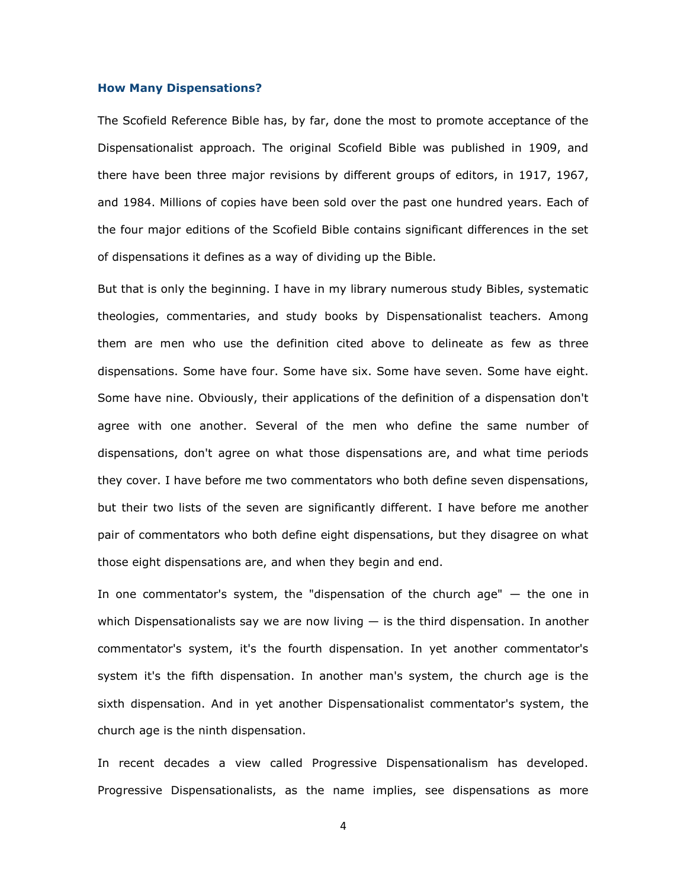### How Many Dispensations?

The Scofield Reference Bible has, by far, done the most to promote acceptance of the Dispensationalist approach. The original Scofield Bible was published in 1909, and there have been three major revisions by different groups of editors, in 1917, 1967, and 1984. Millions of copies have been sold over the past one hundred years. Each of the four major editions of the Scofield Bible contains significant differences in the set of dispensations it defines as a way of dividing up the Bible.

But that is only the beginning. I have in my library numerous study Bibles, systematic theologies, commentaries, and study books by Dispensationalist teachers. Among them are men who use the definition cited above to delineate as few as three dispensations. Some have four. Some have six. Some have seven. Some have eight. Some have nine. Obviously, their applications of the definition of a dispensation don't agree with one another. Several of the men who define the same number of dispensations, don't agree on what those dispensations are, and what time periods they cover. I have before me two commentators who both define seven dispensations, but their two lists of the seven are significantly different. I have before me another pair of commentators who both define eight dispensations, but they disagree on what those eight dispensations are, and when they begin and end.

In one commentator's system, the "dispensation of the church age" — the one in which Dispensationalists say we are now living — is the third dispensation. In another commentator's system, it's the fourth dispensation. In yet another commentator's system it's the fifth dispensation. In another man's system, the church age is the sixth dispensation. And in yet another Dispensationalist commentator's system, the church age is the ninth dispensation.

In recent decades a view called Progressive Dispensationalism has developed. Progressive Dispensationalists, as the name implies, see dispensations as more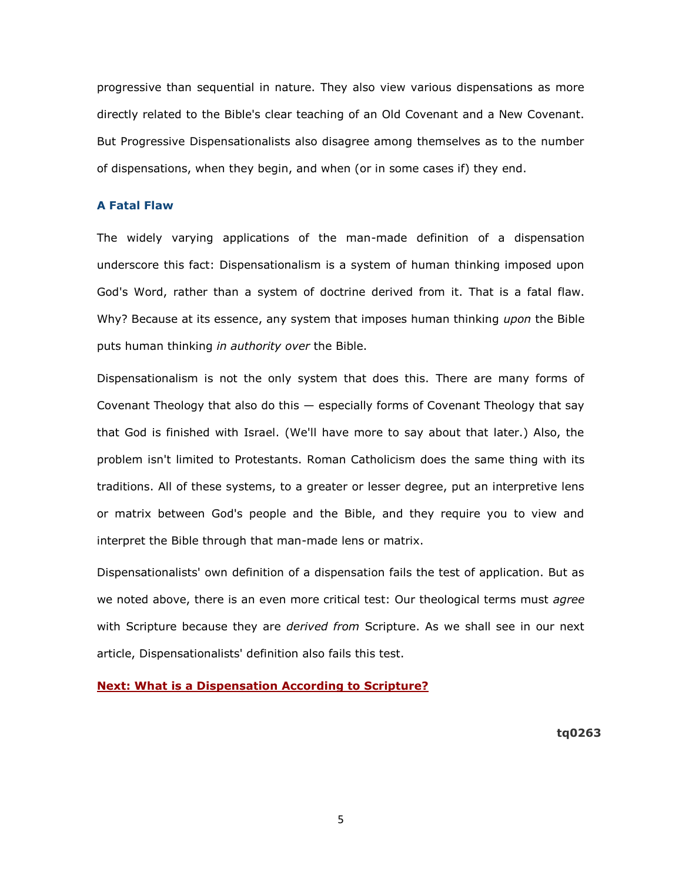progressive than sequential in nature. They also view various dispensations as more directly related to the Bible's clear teaching of an Old Covenant and a New Covenant. But Progressive Dispensationalists also disagree among themselves as to the number of dispensations, when they begin, and when (or in some cases if) they end.

### A Fatal Flaw

The widely varying applications of the man-made definition of a dispensation underscore this fact: Dispensationalism is a system of human thinking imposed upon God's Word, rather than a system of doctrine derived from it. That is a fatal flaw. Why? Because at its essence, any system that imposes human thinking *upon* the Bible puts human thinking *in authority over* the Bible.

Dispensationalism is not the only system that does this. There are many forms of Covenant Theology that also do this — especially forms of Covenant Theology that say that God is finished with Israel. (We'll have more to say about that later.) Also, the problem isn't limited to Protestants. Roman Catholicism does the same thing with its traditions. All of these systems, to a greater or lesser degree, put an interpretive lens or matrix between God's people and the Bible, and they require you to view and interpret the Bible through that man-made lens or matrix.

Dispensationalists' own definition of a dispensation fails the test of application. But as we noted above, there is an even more critical test: Our theological terms must *agree* with Scripture because they are *derived from* Scripture. As we shall see in our next article, Dispensationalists' definition also fails this test.

**Next: What is a Dispensation According to Scripture?**

**tq0263**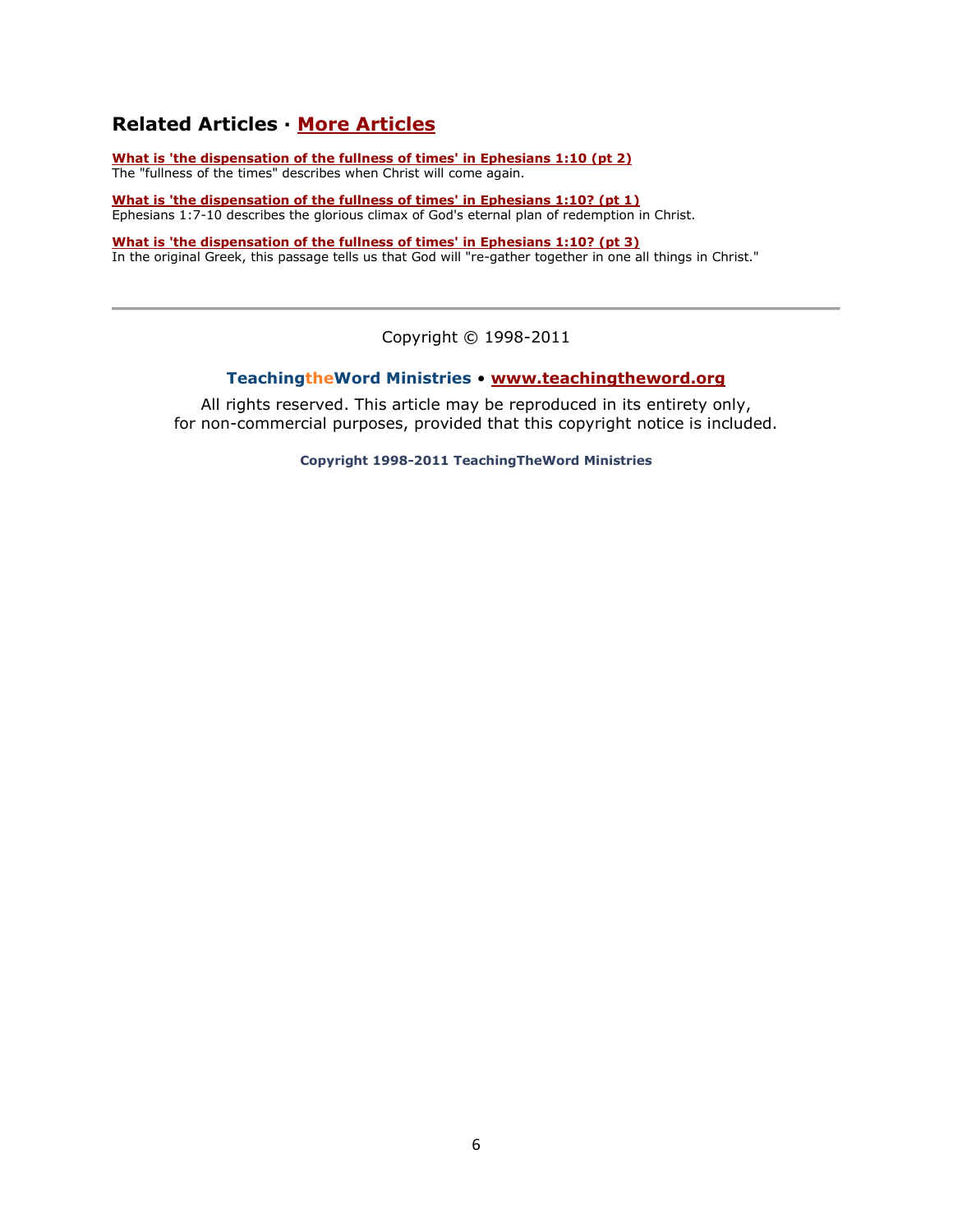## Related Articles · More Articles

**What is 'the dispensation of the fullness of times' in Ephesians 1:10 (pt 2)**
The "fullness of the times" describes when Christ will come again.

**What is 'the dispensation of the fullness of times' in Ephesians 1:10? (pt 1)**
Ephesians 1:7-10 describes the glorious climax of God's eternal plan of redemption in Christ.

**What is 'the dispensation of the fullness of times' in Ephesians 1:10? (pt 3)**
In the original Greek, this passage tells us that God will "re-gather together in one all things in Christ."

---

Copyright © 1998-2011

**TeachingtheWord Ministries** • **www.teachingtheword.org**

All rights reserved. This article may be reproduced in its entirety only, for non-commercial purposes, provided that this copyright notice is included.

**Copyright 1998-2011 TeachingTheWord Ministries**